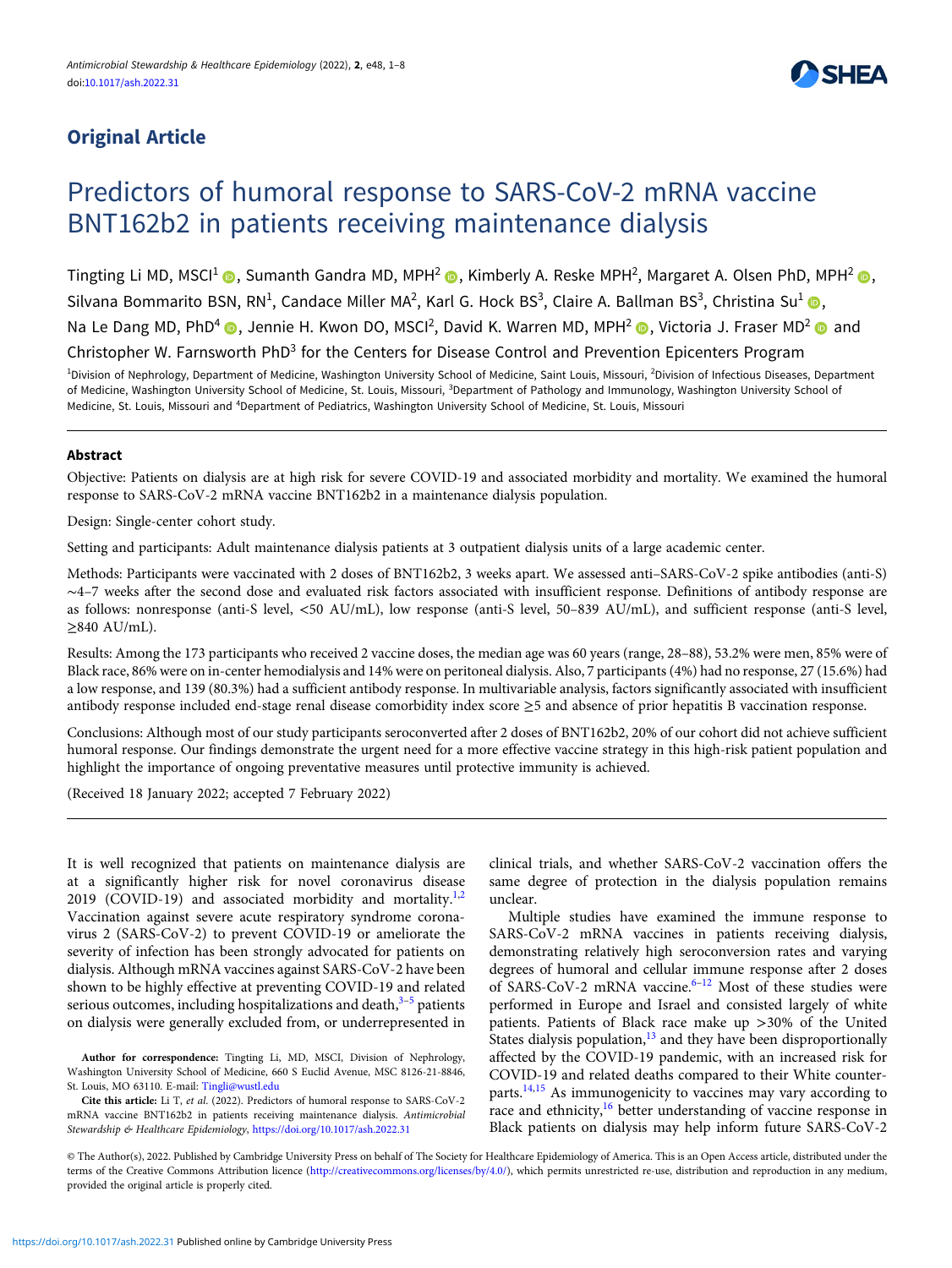Original Article

# Predictors of humoral response to SARS-CoV-2 mRNA vaccine BNT162b2 in patients receiving maintenance dialysis

Tingting Li MD, MSCI[1], Sumanth Gandra MD, MPH[2], Kimberly A. Reske MPH[2], Margaret A. Olsen PhD, MPH[2], Silvana Bommarito BSN, RN[1], Candace Miller MA[2], Karl G. Hock BS[3], Claire A. Ballman BS[3], Christina Su[1], Na Le Dang MD, PhD[4], Jennie H. Kwon DO, MSCI[2], David K. Warren MD, MPH[2], Victoria J. Fraser MD[2] and Christopher W. Farnsworth PhD[3] for the Centers for Disease Control and Prevention Epicenters Program

[1]Division of Nephrology, Department of Medicine, Washington University School of Medicine, Saint Louis, Missouri, [2]Division of Infectious Diseases, Department of Medicine, Washington University School of Medicine, St. Louis, Missouri, [3]Department of Pathology and Immunology, Washington University School of Medicine, St. Louis, Missouri and [4]Department of Pediatrics, Washington University School of Medicine, St. Louis, Missouri

## Abstract

Objective: Patients on dialysis are at high risk for severe COVID-19 and associated morbidity and mortality. We examined the humoral response to SARS-CoV-2 mRNA vaccine BNT162b2 in a maintenance dialysis population.

Design: Single-center cohort study.

Setting and participants: Adult maintenance dialysis patients at 3 outpatient dialysis units of a large academic center.

Methods: Participants were vaccinated with 2 doses of BNT162b2, 3 weeks apart. We assessed anti–SARS-CoV-2 spike antibodies (anti-S) ~4–7 weeks after the second dose and evaluated risk factors associated with insufficient response. Definitions of antibody response are as follows: nonresponse (anti-S level, <50 AU/mL), low response (anti-S level, 50–839 AU/mL), and sufficient response (anti-S level, ≥840 AU/mL).

Results: Among the 173 participants who received 2 vaccine doses, the median age was 60 years (range, 28–88), 53.2% were men, 85% were of Black race, 86% were on in-center hemodialysis and 14% were on peritoneal dialysis. Also, 7 participants (4%) had no response, 27 (15.6%) had a low response, and 139 (80.3%) had a sufficient antibody response. In multivariable analysis, factors significantly associated with insufficient antibody response included end-stage renal disease comorbidity index score ≥5 and absence of prior hepatitis B vaccination response.

Conclusions: Although most of our study participants seroconverted after 2 doses of BNT162b2, 20% of our cohort did not achieve sufficient humoral response. Our findings demonstrate the urgent need for a more effective vaccine strategy in this high-risk patient population and highlight the importance of ongoing preventative measures until protective immunity is achieved.

(Received 18 January 2022; accepted 7 February 2022)

It is well recognized that patients on maintenance dialysis are at a significantly higher risk for novel coronavirus disease 2019 (COVID-19) and associated morbidity and mortality.[1,2] Vaccination against severe acute respiratory syndrome coronavirus 2 (SARS-CoV-2) to prevent COVID-19 or ameliorate the severity of infection has been strongly advocated for patients on dialysis. Although mRNA vaccines against SARS-CoV-2 have been shown to be highly effective at preventing COVID-19 and related serious outcomes, including hospitalizations and death,[3–5] patients on dialysis were generally excluded from, or underrepresented in clinical trials, and whether SARS-CoV-2 vaccination offers the same degree of protection in the dialysis population remains unclear.

Multiple studies have examined the immune response to SARS-CoV-2 mRNA vaccines in patients receiving dialysis, demonstrating relatively high seroconversion rates and varying degrees of humoral and cellular immune response after 2 doses of SARS-CoV-2 mRNA vaccine.[6–12] Most of these studies were performed in Europe and Israel and consisted largely of white patients. Patients of Black race make up >30% of the United States dialysis population,[13] and they have been disproportionally affected by the COVID-19 pandemic, with an increased risk for COVID-19 and related deaths compared to their White counterparts.[14,15] As immunogenicity to vaccines may vary according to race and ethnicity,[16] better understanding of vaccine response in Black patients on dialysis may help inform future SARS-CoV-2

**Author for correspondence:** Tingting Li, MD, MSCI, Division of Nephrology, Washington University School of Medicine, 660 S Euclid Avenue, MSC 8126-21-8846, St. Louis, MO 63110. E-mail: Tingli@wustl.edu

**Cite this article:** Li T, *et al.* (2022). Predictors of humoral response to SARS-CoV-2 mRNA vaccine BNT162b2 in patients receiving maintenance dialysis. *Antimicrobial Stewardship & Healthcare Epidemiology*, https://doi.org/10.1017/ash.2022.31

© The Author(s), 2022. Published by Cambridge University Press on behalf of The Society for Healthcare Epidemiology of America. This is an Open Access article, distributed under the terms of the Creative Commons Attribution licence (http://creativecommons.org/licenses/by/4.0/), which permits unrestricted re-use, distribution and reproduction in any medium, provided the original article is properly cited.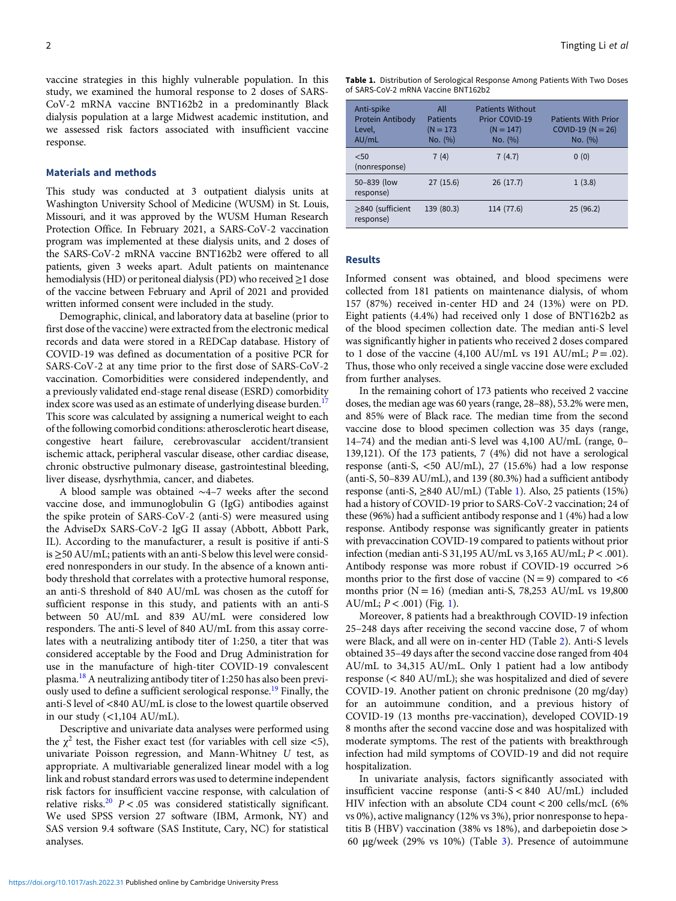vaccine strategies in this highly vulnerable population. In this study, we examined the humoral response to 2 doses of SARS-CoV-2 mRNA vaccine BNT162b2 in a predominantly Black dialysis population at a large Midwest academic institution, and we assessed risk factors associated with insufficient vaccine response.

## Materials and methods

This study was conducted at 3 outpatient dialysis units at Washington University School of Medicine (WUSM) in St. Louis, Missouri, and it was approved by the WUSM Human Research Protection Office. In February 2021, a SARS-CoV-2 vaccination program was implemented at these dialysis units, and 2 doses of the SARS-CoV-2 mRNA vaccine BNT162b2 were offered to all patients, given 3 weeks apart. Adult patients on maintenance hemodialysis (HD) or peritoneal dialysis (PD) who received ≥1 dose of the vaccine between February and April of 2021 and provided written informed consent were included in the study.

Demographic, clinical, and laboratory data at baseline (prior to first dose of the vaccine) were extracted from the electronic medical records and data were stored in a REDCap database. History of COVID-19 was defined as documentation of a positive PCR for SARS-CoV-2 at any time prior to the first dose of SARS-CoV-2 vaccination. Comorbidities were considered independently, and a previously validated end-stage renal disease (ESRD) comorbidity index score was used as an estimate of underlying disease burden.[17] This score was calculated by assigning a numerical weight to each of the following comorbid conditions: atherosclerotic heart disease, congestive heart failure, cerebrovascular accident/transient ischemic attack, peripheral vascular disease, other cardiac disease, chronic obstructive pulmonary disease, gastrointestinal bleeding, liver disease, dysrhythmia, cancer, and diabetes.

A blood sample was obtained ~4–7 weeks after the second vaccine dose, and immunoglobulin G (IgG) antibodies against the spike protein of SARS-CoV-2 (anti-S) were measured using the AdviseDx SARS-CoV-2 IgG II assay (Abbott, Abbott Park, IL). According to the manufacturer, a result is positive if anti-S is ≥50 AU/mL; patients with an anti-S below this level were considered nonresponders in our study. In the absence of a known antibody threshold that correlates with a protective humoral response, an anti-S threshold of 840 AU/mL was chosen as the cutoff for sufficient response in this study, and patients with an anti-S between 50 AU/mL and 839 AU/mL were considered low responders. The anti-S level of 840 AU/mL from this assay correlates with a neutralizing antibody titer of 1:250, a titer that was considered acceptable by the Food and Drug Administration for use in the manufacture of high-titer COVID-19 convalescent plasma.[18] A neutralizing antibody titer of 1:250 has also been previously used to define a sufficient serological response.[19] Finally, the anti-S level of <840 AU/mL is close to the lowest quartile observed in our study (<1,104 AU/mL).

Descriptive and univariate data analyses were performed using the $\chi^2$ test, the Fisher exact test (for variables with cell size <5), univariate Poisson regression, and Mann-Whitney *U* test, as appropriate. A multivariable generalized linear model with a log link and robust standard errors was used to determine independent risk factors for insufficient vaccine response, with calculation of relative risks.[20] $P < .05$ was considered statistically significant. We used SPSS version 27 software (IBM, Armonk, NY) and SAS version 9.4 software (SAS Institute, Cary, NC) for statistical analyses.

**Table 1.** Distribution of Serological Response Among Patients With Two Doses of SARS-CoV-2 mRNA Vaccine BNT162b2

| Anti-spike Protein Antibody Level, AU/mL | All Patients (N = 173 No. (%) | Patients Without Prior COVID-19 (N = 147) No. (%) | Patients With Prior COVID-19 (N = 26) No. (%) |
|---|---|---|---|
| <50 (nonresponse) | 7 (4) | 7 (4.7) | 0 (0) |
| 50–839 (low response) | 27 (15.6) | 26 (17.7) | 1 (3.8) |
| ≥840 (sufficient response) | 139 (80.3) | 114 (77.6) | 25 (96.2) |

## Results

Informed consent was obtained, and blood specimens were collected from 181 patients on maintenance dialysis, of whom 157 (87%) received in-center HD and 24 (13%) were on PD. Eight patients (4.4%) had received only 1 dose of BNT162b2 as of the blood specimen collection date. The median anti-S level was significantly higher in patients who received 2 doses compared to 1 dose of the vaccine (4,100 AU/mL vs 191 AU/mL; $P = .02$). Thus, those who only received a single vaccine dose were excluded from further analyses.

In the remaining cohort of 173 patients who received 2 vaccine doses, the median age was 60 years (range, 28–88), 53.2% were men, and 85% were of Black race. The median time from the second vaccine dose to blood specimen collection was 35 days (range, 14–74) and the median anti-S level was 4,100 AU/mL (range, 0–139,121). Of the 173 patients, 7 (4%) did not have a serological response (anti-S, <50 AU/mL), 27 (15.6%) had a low response (anti-S, 50–839 AU/mL), and 139 (80.3%) had a sufficient antibody response (anti-S, ≥840 AU/mL) (Table 1). Also, 25 patients (15%) had a history of COVID-19 prior to SARS-CoV-2 vaccination; 24 of these (96%) had a sufficient antibody response and 1 (4%) had a low response. Antibody response was significantly greater in patients with prevaccination COVID-19 compared to patients without prior infection (median anti-S 31,195 AU/mL vs 3,165 AU/mL; $P < .001$). Antibody response was more robust if COVID-19 occurred >6 months prior to the first dose of vaccine (N = 9) compared to <6 months prior (N = 16) (median anti-S, 78,253 AU/mL vs 19,800 AU/mL; $P < .001$) (Fig. 1).

Moreover, 8 patients had a breakthrough COVID-19 infection 25–248 days after receiving the second vaccine dose, 7 of whom were Black, and all were on in-center HD (Table 2). Anti-S levels obtained 35–49 days after the second vaccine dose ranged from 404 AU/mL to 34,315 AU/mL. Only 1 patient had a low antibody response (< 840 AU/mL); she was hospitalized and died of severe COVID-19. Another patient on chronic prednisone (20 mg/day) for an autoimmune condition, and a previous history of COVID-19 (13 months pre-vaccination), developed COVID-19 8 months after the second vaccine dose and was hospitalized with moderate symptoms. The rest of the patients with breakthrough infection had mild symptoms of COVID-19 and did not require hospitalization.

In univariate analysis, factors significantly associated with insufficient vaccine response (anti-S < 840 AU/mL) included HIV infection with an absolute CD4 count < 200 cells/mcL (6% vs 0%), active malignancy (12% vs 3%), prior nonresponse to hepatitis B (HBV) vaccination (38% vs 18%), and darbepoietin dose > 60 µg/week (29% vs 10%) (Table 3). Presence of autoimmune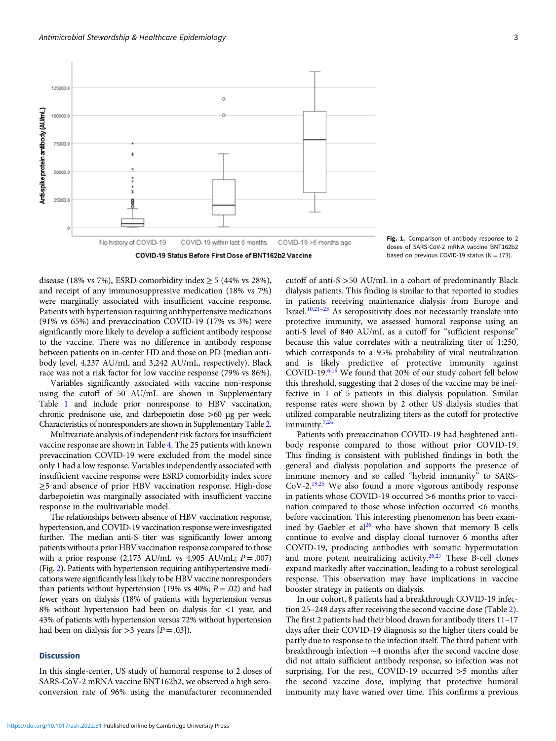Fig. 1. Comparison of antibody response to 2 doses of SARS-CoV-2 mRNA vaccine BNT162b2 based on previous COVID-19 status (N = 173).

disease (18% vs 7%), ESRD comorbidity index ≥ 5 (44% vs 28%), and receipt of any immunosuppressive medication (18% vs 7%) were marginally associated with insufficient vaccine response. Patients with hypertension requiring antihypertensive medications (91% vs 65%) and prevaccination COVID-19 (17% vs 3%) were significantly more likely to develop a sufficient antibody response to the vaccine. There was no difference in antibody response between patients on in-center HD and those on PD (median antibody level, 4,237 AU/mL and 3,242 AU/mL, respectively). Black race was not a risk factor for low vaccine response (79% vs 86%).

Variables significantly associated with vaccine non-response using the cutoff of 50 AU/mL are shown in Supplementary Table 1 and include prior nonresponse to HBV vaccination, chronic prednisone use, and darbepoietin dose >60 µg per week. Characteristics of nonresponders are shown in Supplementary Table 2.

Multivariate analysis of independent risk factors for insufficient vaccine response are shown in Table 4. The 25 patients with known prevaccination COVID-19 were excluded from the model since only 1 had a low response. Variables independently associated with insufficient vaccine response were ESRD comorbidity index score ≥5 and absence of prior HBV vaccination response. High-dose darbepoietin was marginally associated with insufficient vaccine response in the multivariable model.

The relationships between absence of HBV vaccination response, hypertension, and COVID-19 vaccination response were investigated further. The median anti-S titer was significantly lower among patients without a prior HBV vaccination response compared to those with a prior response (2,173 AU/mL vs 4,905 AU/mL; $P = .007$) (Fig. 2). Patients with hypertension requiring antihypertensive medications were significantly less likely to be HBV vaccine nonresponders than patients without hypertension (19% vs 40%; $P = .02$) and had fewer years on dialysis (18% of patients with hypertension versus 8% without hypertension had been on dialysis for <1 year, and 43% of patients with hypertension versus 72% without hypertension had been on dialysis for >3 years [$P = .03$]).

## Discussion

In this single-center, US study of humoral response to 2 doses of SARS-CoV-2 mRNA vaccine BNT162b2, we observed a high seroconversion rate of 96% using the manufacturer recommended cutoff of anti-S >50 AU/mL in a cohort of predominantly Black dialysis patients. This finding is similar to that reported in studies in patients receiving maintenance dialysis from Europe and Israel.[10,21–23] As seropositivity does not necessarily translate into protective immunity, we assessed humoral response using an anti-S level of 840 AU/mL as a cutoff for "sufficient response" because this value correlates with a neutralizing titer of 1:250, which corresponds to a 95% probability of viral neutralization and is likely predictive of protective immunity against COVID-19.[6,19] We found that 20% of our study cohort fell below this threshold, suggesting that 2 doses of the vaccine may be ineffective in 1 of 5 patients in this dialysis population. Similar response rates were shown by 2 other US dialysis studies that utilized comparable neutralizing titers as the cutoff for protective immunity.[7,24]

Patients with prevaccination COVID-19 had heightened antibody response compared to those without prior COVID-19. This finding is consistent with published findings in both the general and dialysis population and supports the presence of immune memory and so called "hybrid immunity" to SARS-CoV-2.[19,25] We also found a more vigorous antibody response in patients whose COVID-19 occurred >6 months prior to vaccination compared to those whose infection occurred <6 months before vaccination. This interesting phenomenon has been examined by Gaebler et al[26] who have shown that memory B cells continue to evolve and display clonal turnover 6 months after COVID-19, producing antibodies with somatic hypermutation and more potent neutralizing activity.[26,27] These B-cell clones expand markedly after vaccination, leading to a robust serological response. This observation may have implications in vaccine booster strategy in patients on dialysis.

In our cohort, 8 patients had a breakthrough COVID-19 infection 25–248 days after receiving the second vaccine dose (Table 2). The first 2 patients had their blood drawn for antibody titers 11–17 days after their COVID-19 diagnosis so the higher titers could be partly due to response to the infection itself. The third patient with breakthrough infection ∼4 months after the second vaccine dose did not attain sufficient antibody response, so infection was not surprising. For the rest, COVID-19 occurred >5 months after the second vaccine dose, implying that protective humoral immunity may have waned over time. This confirms a previous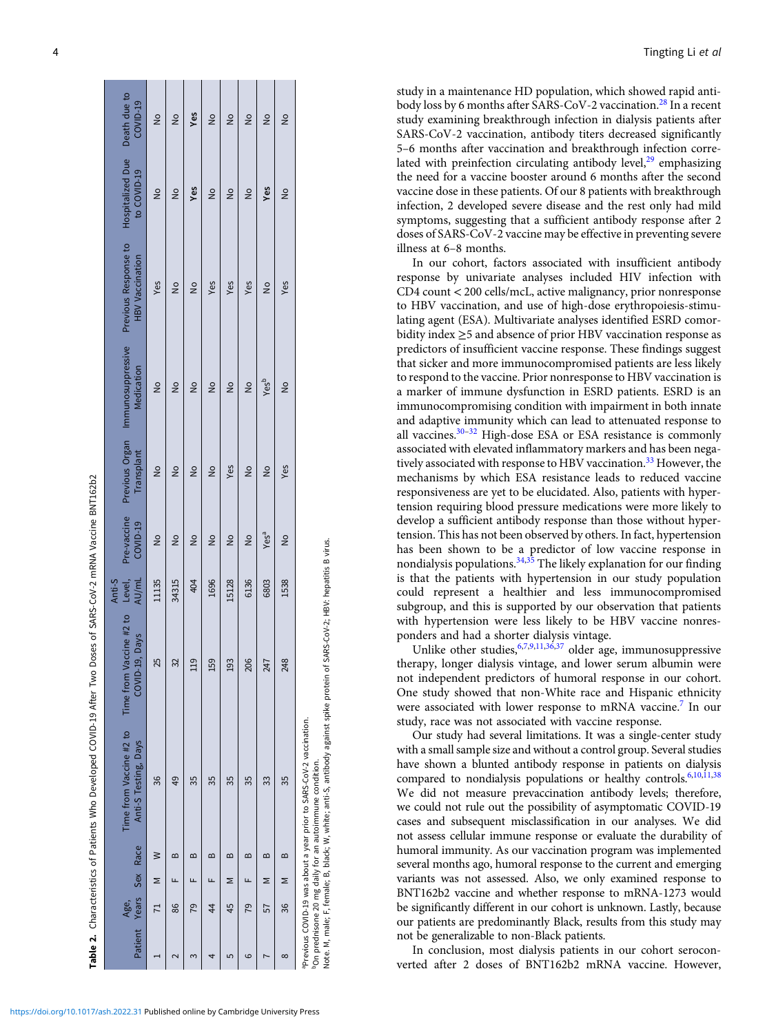**Table 2.** Characteristics of Patients Who Developed COVID-19 After Two Doses of SARS-CoV-2 mRNA Vaccine BNT162b2

| Patient | Age, Years | Sex | Race | Time from Vaccine #2 to Anti-S Testing, Days | Time from Vaccine #2 to COVID-19, Days | Anti-S Level, AU/mL | Pre-vaccine COVID-19 | Previous Organ Transplant | Immunosuppressive Medication | Previous Response to HBV Vaccination | Hospitalized Due to COVID-19 | Death due to COVID-19 |
|---|---|---|---|---|---|---|---|---|---|---|---|---|
| 1 | 71 | M | W | 36 | 25 | 11135 | No | No | No | Yes | No | No |
| 2 | 86 | F | B | 49 | 32 | 34315 | No | No | No | No | No | No |
| 3 | 79 | F | B | 35 | 119 | 404 | No | No | No | No | **Yes** | **Yes** |
| 4 | 44 | F | B | 35 | 159 | 1696 | No | No | No | Yes | No | No |
| 5 | 45 | M | B | 35 | 193 | 15128 | No | Yes | No | Yes | No | No |
| 6 | 79 | F | B | 35 | 206 | 6136 | No | No | No | Yes | No | No |
| 7 | 57 | M | B | 33 | 247 | 6803 | Yes[a] | No | Yes[b] | No | **Yes** | No |
| 8 | 36 | M | B | 35 | 248 | 1538 | No | Yes | No | Yes | No | No |

[a]Previous COVID-19 was about a year prior to SARS-CoV-2 vaccination.
[b]On prednisone 20 mg daily for an autoimmune condition.
Note. M, male; F, female; B, black; W, white; anti-S, antibody against spike protein of SARS-CoV-2; HBV: hepatitis B virus.

study in a maintenance HD population, which showed rapid antibody loss by 6 months after SARS-CoV-2 vaccination.[28] In a recent study examining breakthrough infection in dialysis patients after SARS-CoV-2 vaccination, antibody titers decreased significantly 5–6 months after vaccination and breakthrough infection correlated with preinfection circulating antibody level,[29] emphasizing the need for a vaccine booster around 6 months after the second vaccine dose in these patients. Of our 8 patients with breakthrough infection, 2 developed severe disease and the rest only had mild symptoms, suggesting that a sufficient antibody response after 2 doses of SARS-CoV-2 vaccine may be effective in preventing severe illness at 6–8 months.

In our cohort, factors associated with insufficient antibody response by univariate analyses included HIV infection with CD4 count < 200 cells/mcL, active malignancy, prior nonresponse to HBV vaccination, and use of high-dose erythropoiesis-stimulating agent (ESA). Multivariate analyses identified ESRD comorbidity index ≥5 and absence of prior HBV vaccination response as predictors of insufficient vaccine response. These findings suggest that sicker and more immunocompromised patients are less likely to respond to the vaccine. Prior nonresponse to HBV vaccination is a marker of immune dysfunction in ESRD patients. ESRD is an immunocompromising condition with impairment in both innate and adaptive immunity which can lead to attenuated response to all vaccines.[30–32] High-dose ESA or ESA resistance is commonly associated with elevated inflammatory markers and has been negatively associated with response to HBV vaccination.[33] However, the mechanisms by which ESA resistance leads to reduced vaccine responsiveness are yet to be elucidated. Also, patients with hypertension requiring blood pressure medications were more likely to develop a sufficient antibody response than those without hypertension. This has not been observed by others. In fact, hypertension has been shown to be a predictor of low vaccine response in nondialysis populations.[34,35] The likely explanation for our finding is that the patients with hypertension in our study population could represent a healthier and less immunocompromised subgroup, and this is supported by our observation that patients with hypertension were less likely to be HBV vaccine nonresponders and had a shorter dialysis vintage.

Unlike other studies,[6,7,9,11,36,37] older age, immunosuppressive therapy, longer dialysis vintage, and lower serum albumin were not independent predictors of humoral response in our cohort. One study showed that non-White race and Hispanic ethnicity were associated with lower response to mRNA vaccine.[7] In our study, race was not associated with vaccine response.

Our study had several limitations. It was a single-center study with a small sample size and without a control group. Several studies have shown a blunted antibody response in patients on dialysis compared to nondialysis populations or healthy controls.[6,10,11,38] We did not measure prevaccination antibody levels; therefore, we could not rule out the possibility of asymptomatic COVID-19 cases and subsequent misclassification in our analyses. We did not assess cellular immune response or evaluate the durability of humoral immunity. As our vaccination program was implemented several months ago, humoral response to the current and emerging variants was not assessed. Also, we only examined response to BNT162b2 vaccine and whether response to mRNA-1273 would be significantly different in our cohort is unknown. Lastly, because our patients are predominantly Black, results from this study may not be generalizable to non-Black patients.

In conclusion, most dialysis patients in our cohort seroconverted after 2 doses of BNT162b2 mRNA vaccine. However,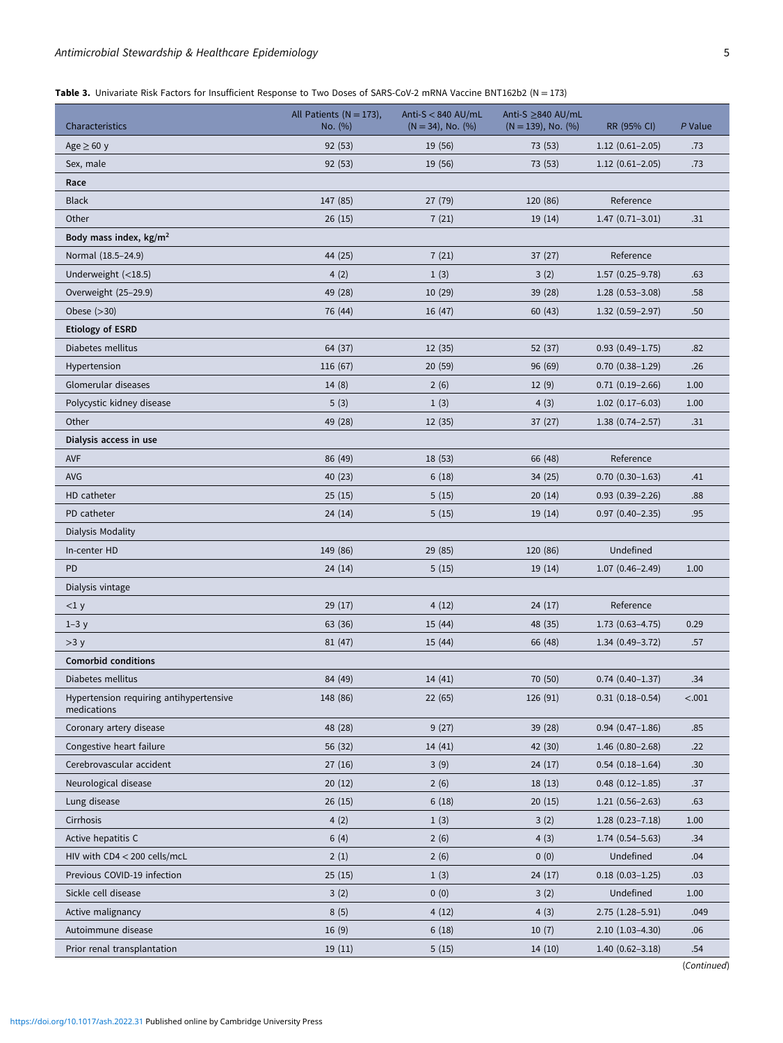**Table 3.** Univariate Risk Factors for Insufficient Response to Two Doses of SARS-CoV-2 mRNA Vaccine BNT162b2 (N = 173)

| Characteristics | All Patients (N = 173), No. (%) | Anti-S < 840 AU/mL (N = 34), No. (%) | Anti-S ≥840 AU/mL (N = 139), No. (%) | RR (95% CI) | *P* Value |
|---|---|---|---|---|---|
| Age ≥ 60 y | 92 (53) | 19 (56) | 73 (53) | 1.12 (0.61–2.05) | .73 |
| Sex, male | 92 (53) | 19 (56) | 73 (53) | 1.12 (0.61–2.05) | .73 |
| **Race** | | | | | |
| Black | 147 (85) | 27 (79) | 120 (86) | Reference | |
| Other | 26 (15) | 7 (21) | 19 (14) | 1.47 (0.71–3.01) | .31 |
| **Body mass index, kg/m$^2$** | | | | | |
| Normal (18.5–24.9) | 44 (25) | 7 (21) | 37 (27) | Reference | |
| Underweight (<18.5) | 4 (2) | 1 (3) | 3 (2) | 1.57 (0.25–9.78) | .63 |
| Overweight (25–29.9) | 49 (28) | 10 (29) | 39 (28) | 1.28 (0.53–3.08) | .58 |
| Obese (>30) | 76 (44) | 16 (47) | 60 (43) | 1.32 (0.59–2.97) | .50 |
| **Etiology of ESRD** | | | | | |
| Diabetes mellitus | 64 (37) | 12 (35) | 52 (37) | 0.93 (0.49–1.75) | .82 |
| Hypertension | 116 (67) | 20 (59) | 96 (69) | 0.70 (0.38–1.29) | .26 |
| Glomerular diseases | 14 (8) | 2 (6) | 12 (9) | 0.71 (0.19–2.66) | 1.00 |
| Polycystic kidney disease | 5 (3) | 1 (3) | 4 (3) | 1.02 (0.17–6.03) | 1.00 |
| Other | 49 (28) | 12 (35) | 37 (27) | 1.38 (0.74–2.57) | .31 |
| **Dialysis access in use** | | | | | |
| AVF | 86 (49) | 18 (53) | 66 (48) | Reference | |
| AVG | 40 (23) | 6 (18) | 34 (25) | 0.70 (0.30–1.63) | .41 |
| HD catheter | 25 (15) | 5 (15) | 20 (14) | 0.93 (0.39–2.26) | .88 |
| PD catheter | 24 (14) | 5 (15) | 19 (14) | 0.97 (0.40–2.35) | .95 |
| Dialysis Modality | | | | | |
| In-center HD | 149 (86) | 29 (85) | 120 (86) | Undefined | |
| PD | 24 (14) | 5 (15) | 19 (14) | 1.07 (0.46–2.49) | 1.00 |
| Dialysis vintage | | | | | |
| <1 y | 29 (17) | 4 (12) | 24 (17) | Reference | |
| 1–3 y | 63 (36) | 15 (44) | 48 (35) | 1.73 (0.63–4.75) | 0.29 |
| >3 y | 81 (47) | 15 (44) | 66 (48) | 1.34 (0.49–3.72) | .57 |
| **Comorbid conditions** | | | | | |
| Diabetes mellitus | 84 (49) | 14 (41) | 70 (50) | 0.74 (0.40–1.37) | .34 |
| Hypertension requiring antihypertensive medications | 148 (86) | 22 (65) | 126 (91) | 0.31 (0.18–0.54) | <.001 |
| Coronary artery disease | 48 (28) | 9 (27) | 39 (28) | 0.94 (0.47–1.86) | .85 |
| Congestive heart failure | 56 (32) | 14 (41) | 42 (30) | 1.46 (0.80–2.68) | .22 |
| Cerebrovascular accident | 27 (16) | 3 (9) | 24 (17) | 0.54 (0.18–1.64) | .30 |
| Neurological disease | 20 (12) | 2 (6) | 18 (13) | 0.48 (0.12–1.85) | .37 |
| Lung disease | 26 (15) | 6 (18) | 20 (15) | 1.21 (0.56–2.63) | .63 |
| Cirrhosis | 4 (2) | 1 (3) | 3 (2) | 1.28 (0.23–7.18) | 1.00 |
| Active hepatitis C | 6 (4) | 2 (6) | 4 (3) | 1.74 (0.54–5.63) | .34 |
| HIV with CD4 < 200 cells/mcL | 2 (1) | 2 (6) | 0 (0) | Undefined | .04 |
| Previous COVID-19 infection | 25 (15) | 1 (3) | 24 (17) | 0.18 (0.03–1.25) | .03 |
| Sickle cell disease | 3 (2) | 0 (0) | 3 (2) | Undefined | 1.00 |
| Active malignancy | 8 (5) | 4 (12) | 4 (3) | 2.75 (1.28–5.91) | .049 |
| Autoimmune disease | 16 (9) | 6 (18) | 10 (7) | 2.10 (1.03–4.30) | .06 |
| Prior renal transplantation | 19 (11) | 5 (15) | 14 (10) | 1.40 (0.62–3.18) | .54 |

(*Continued*)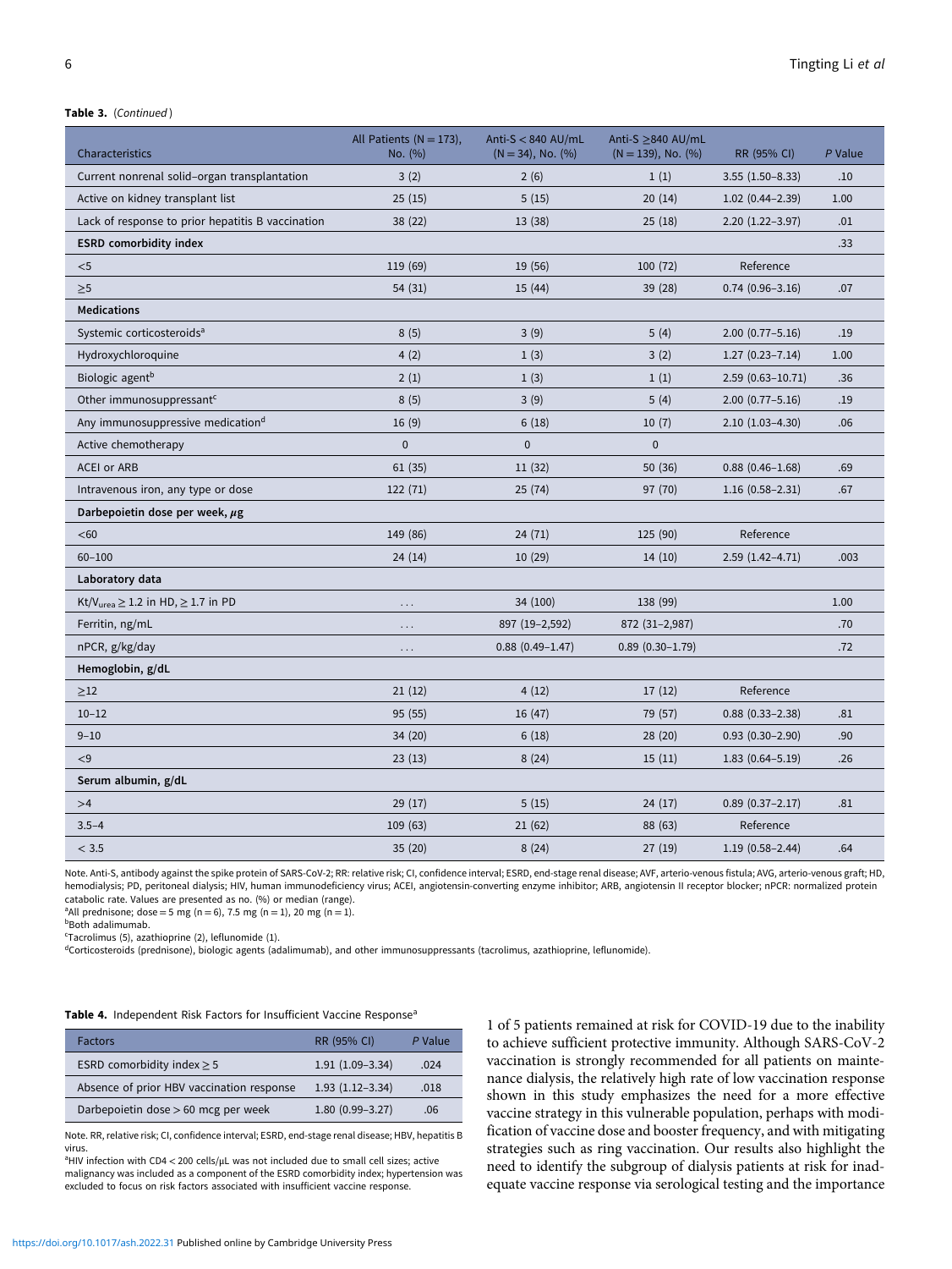**Table 3.** (*Continued*)

| Characteristics | All Patients (N = 173), No. (%) | Anti-S < 840 AU/mL (N = 34), No. (%) | Anti-S ≥840 AU/mL (N = 139), No. (%) | RR (95% CI) | *P* Value |
|---|---|---|---|---|---|
| Current nonrenal solid–organ transplantation | 3 (2) | 2 (6) | 1 (1) | 3.55 (1.50–8.33) | .10 |
| Active on kidney transplant list | 25 (15) | 5 (15) | 20 (14) | 1.02 (0.44–2.39) | 1.00 |
| Lack of response to prior hepatitis B vaccination | 38 (22) | 13 (38) | 25 (18) | 2.20 (1.22–3.97) | .01 |
| **ESRD comorbidity index** | | | | | .33 |
| <5 | 119 (69) | 19 (56) | 100 (72) | Reference | |
| ≥5 | 54 (31) | 15 (44) | 39 (28) | 0.74 (0.96–3.16) | .07 |
| **Medications** | | | | | |
| Systemic corticosteroids[a] | 8 (5) | 3 (9) | 5 (4) | 2.00 (0.77–5.16) | .19 |
| Hydroxychloroquine | 4 (2) | 1 (3) | 3 (2) | 1.27 (0.23–7.14) | 1.00 |
| Biologic agent[b] | 2 (1) | 1 (3) | 1 (1) | 2.59 (0.63–10.71) | .36 |
| Other immunosuppressant[c] | 8 (5) | 3 (9) | 5 (4) | 2.00 (0.77–5.16) | .19 |
| Any immunosuppressive medication[d] | 16 (9) | 6 (18) | 10 (7) | 2.10 (1.03–4.30) | .06 |
| Active chemotherapy | 0 | 0 | 0 | | |
| ACEI or ARB | 61 (35) | 11 (32) | 50 (36) | 0.88 (0.46–1.68) | .69 |
| Intravenous iron, any type or dose | 122 (71) | 25 (74) | 97 (70) | 1.16 (0.58–2.31) | .67 |
| **Darbepoietin dose per week, *μ*g** | | | | | |
| <60 | 149 (86) | 24 (71) | 125 (90) | Reference | |
| 60–100 | 24 (14) | 10 (29) | 14 (10) | 2.59 (1.42–4.71) | .003 |
| **Laboratory data** | | | | | |
| $Kt/V_{urea}$ ≥ 1.2 in HD, ≥ 1.7 in PD | ... | 34 (100) | 138 (99) | | 1.00 |
| Ferritin, ng/mL | ... | 897 (19–2,592) | 872 (31–2,987) | | .70 |
| nPCR, g/kg/day | ... | 0.88 (0.49–1.47) | 0.89 (0.30–1.79) | | .72 |
| **Hemoglobin, g/dL** | | | | | |
| ≥12 | 21 (12) | 4 (12) | 17 (12) | Reference | |
| 10–12 | 95 (55) | 16 (47) | 79 (57) | 0.88 (0.33–2.38) | .81 |
| 9–10 | 34 (20) | 6 (18) | 28 (20) | 0.93 (0.30–2.90) | .90 |
| <9 | 23 (13) | 8 (24) | 15 (11) | 1.83 (0.64–5.19) | .26 |
| **Serum albumin, g/dL** | | | | | |
| >4 | 29 (17) | 5 (15) | 24 (17) | 0.89 (0.37–2.17) | .81 |
| 3.5–4 | 109 (63) | 21 (62) | 88 (63) | Reference | |
| < 3.5 | 35 (20) | 8 (24) | 27 (19) | 1.19 (0.58–2.44) | .64 |

Note. Anti-S, antibody against the spike protein of SARS-CoV-2; RR: relative risk; CI, confidence interval; ESRD, end-stage renal disease; AVF, arterio-venous fistula; AVG, arterio-venous graft; HD, hemodialysis; PD, peritoneal dialysis; HIV, human immunodeficiency virus; ACEI, angiotensin-converting enzyme inhibitor; ARB, angiotensin II receptor blocker; nPCR: normalized protein catabolic rate. Values are presented as no. (%) or median (range).
[a]All prednisone; dose = 5 mg (n = 6), 7.5 mg (n = 1), 20 mg (n = 1).
[b]Both adalimumab.
[c]Tacrolimus (5), azathioprine (2), leflunomide (1).
[d]Corticosteroids (prednisone), biologic agents (adalimumab), and other immunosuppressants (tacrolimus, azathioprine, leflunomide).

**Table 4.** Independent Risk Factors for Insufficient Vaccine Response[a]

| Factors | RR (95% CI) | *P* Value |
|---|---|---|
| ESRD comorbidity index ≥ 5 | 1.91 (1.09–3.34) | .024 |
| Absence of prior HBV vaccination response | 1.93 (1.12–3.34) | .018 |
| Darbepoietin dose > 60 mcg per week | 1.80 (0.99–3.27) | .06 |

Note. RR, relative risk; CI, confidence interval; ESRD, end-stage renal disease; HBV, hepatitis B virus.
[a]HIV infection with CD4 < 200 cells/μL was not included due to small cell sizes; active malignancy was included as a component of the ESRD comorbidity index; hypertension was excluded to focus on risk factors associated with insufficient vaccine response.

1 of 5 patients remained at risk for COVID-19 due to the inability to achieve sufficient protective immunity. Although SARS-CoV-2 vaccination is strongly recommended for all patients on maintenance dialysis, the relatively high rate of low vaccination response shown in this study emphasizes the need for a more effective vaccine strategy in this vulnerable population, perhaps with modification of vaccine dose and booster frequency, and with mitigating strategies such as ring vaccination. Our results also highlight the need to identify the subgroup of dialysis patients at risk for inadequate vaccine response via serological testing and the importance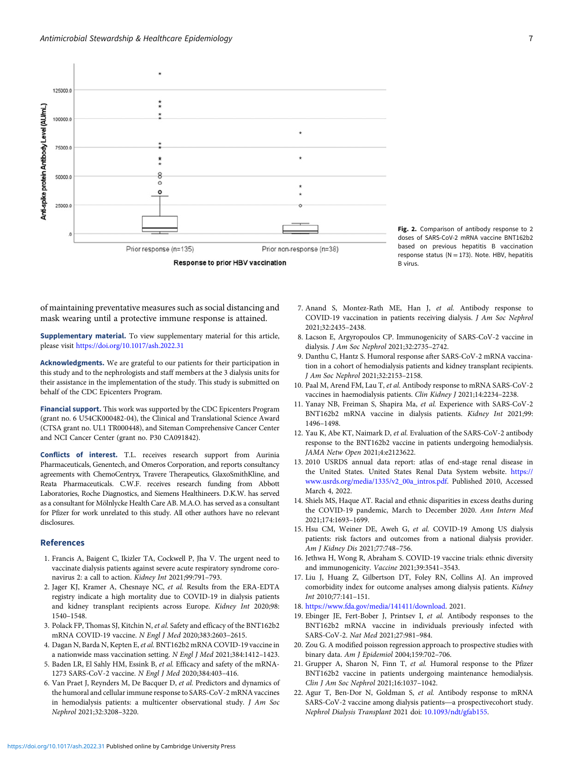**Fig. 2.** Comparison of antibody response to 2 doses of SARS-CoV-2 mRNA vaccine BNT162b2 based on previous hepatitis B vaccination response status (N = 173). Note. HBV, hepatitis B virus.

of maintaining preventative measures such as social distancing and mask wearing until a protective immune response is attained.

**Supplementary material.** To view supplementary material for this article, please visit https://doi.org/10.1017/ash.2022.31

**Acknowledgments.** We are grateful to our patients for their participation in this study and to the nephrologists and staff members at the 3 dialysis units for their assistance in the implementation of the study. This study is submitted on behalf of the CDC Epicenters Program.

**Financial support.** This work was supported by the CDC Epicenters Program (grant no. 6 U54CK000482-04), the Clinical and Translational Science Award (CTSA grant no. UL1 TR000448), and Siteman Comprehensive Cancer Center and NCI Cancer Center (grant no. P30 CA091842).

**Conflicts of interest.** T.L. receives research support from Aurinia Pharmaceuticals, Genentech, and Omeros Corporation, and reports consultancy agreements with ChemoCentryx, Travere Therapeutics, GlaxoSmithKline, and Reata Pharmaceuticals. C.W.F. receives research funding from Abbott Laboratories, Roche Diagnostics, and Siemens Healthineers. D.K.W. has served as a consultant for Mölnlycke Health Care AB. M.A.O. has served as a consultant for Pfizer for work unrelated to this study. All other authors have no relevant disclosures.

## References

1. Francis A, Baigent C, Ikizler TA, Cockwell P, Jha V. The urgent need to vaccinate dialysis patients against severe acute respiratory syndrome coronavirus 2: a call to action. *Kidney Int* 2021;99:791–793.
2. Jager KJ, Kramer A, Chesnaye NC, *et al.* Results from the ERA-EDTA registry indicate a high mortality due to COVID-19 in dialysis patients and kidney transplant recipients across Europe. *Kidney Int* 2020;98:1540–1548.
3. Polack FP, Thomas SJ, Kitchin N, *et al.* Safety and efficacy of the BNT162b2 mRNA COVID-19 vaccine. *N Engl J Med* 2020;383:2603–2615.
4. Dagan N, Barda N, Kepten E, *et al.* BNT162b2 mRNA COVID-19 vaccine in a nationwide mass vaccination setting. *N Engl J Med* 2021;384:1412–1423.
5. Baden LR, El Sahly HM, Essink B, *et al.* Efficacy and safety of the mRNA-1273 SARS-CoV-2 vaccine. *N Engl J Med* 2020;384:403–416.
6. Van Praet J, Reynders M, De Bacquer D, *et al.* Predictors and dynamics of the humoral and cellular immune response to SARS-CoV-2 mRNA vaccines in hemodialysis patients: a multicenter observational study. *J Am Soc Nephrol* 2021;32:3208–3220.
7. Anand S, Montez-Rath ME, Han J, *et al.* Antibody response to COVID-19 vaccination in patients receiving dialysis. *J Am Soc Nephrol* 2021;32:2435–2438.
8. Lacson E, Argyropoulos CP. Immunogenicity of SARS-CoV-2 vaccine in dialysis. *J Am Soc Nephrol* 2021;32:2735–2742.
9. Danthu C, Hantz S. Humoral response after SARS-CoV-2 mRNA vaccination in a cohort of hemodialysis patients and kidney transplant recipients. *J Am Soc Nephrol* 2021;32:2153–2158.
10. Paal M, Arend FM, Lau T, *et al.* Antibody response to mRNA SARS-CoV-2 vaccines in haemodialysis patients. *Clin Kidney J* 2021;14:2234–2238.
11. Yanay NB, Freiman S, Shapira Ma, *et al.* Experience with SARS-CoV-2 BNT162b2 mRNA vaccine in dialysis patients. *Kidney Int* 2021;99:1496–1498.
12. Yau K, Abe KT, Naimark D, *et al.* Evaluation of the SARS-CoV-2 antibody response to the BNT162b2 vaccine in patients undergoing hemodialysis. *JAMA Netw Open* 2021;4:e2123622.
13. 2010 USRDS annual data report: atlas of end-stage renal disease in the United States. United States Renal Data System website. https://www.usrds.org/media/1335/v2_00a_intros.pdf. Published 2010, Accessed March 4, 2022.
14. Shiels MS, Haque AT. Racial and ethnic disparities in excess deaths during the COVID-19 pandemic, March to December 2020. *Ann Intern Med* 2021;174:1693–1699.
15. Hsu CM, Weiner DE, Aweh G, *et al.* COVID-19 Among US dialysis patients: risk factors and outcomes from a national dialysis provider. *Am J Kidney Dis* 2021;77:748–756.
16. Jethwa H, Wong R, Abraham S. COVID-19 vaccine trials: ethnic diversity and immunogenicity. *Vaccine* 2021;39:3541–3543.
17. Liu J, Huang Z, Gilbertson DT, Foley RN, Collins AJ. An improved comorbidity index for outcome analyses among dialysis patients. *Kidney Int* 2010;77:141–151.
18. https://www.fda.gov/media/141411/download. 2021.
19. Ebinger JE, Fert-Bober J, Printsev I, *et al.* Antibody responses to the BNT162b2 mRNA vaccine in individuals previously infected with SARS-CoV-2. *Nat Med* 2021;27:981–984.
20. Zou G. A modified poisson regression approach to prospective studies with binary data. *Am J Epidemiol* 2004;159:702–706.
21. Grupper A, Sharon N, Finn T, *et al.* Humoral response to the Pfizer BNT162b2 vaccine in patients undergoing maintenance hemodialysis. *Clin J Am Soc Nephrol* 2021;16:1037–1042.
22. Agur T, Ben-Dor N, Goldman S, *et al.* Antibody response to mRNA SARS-CoV-2 vaccine among dialysis patients—a prospectivecohort study. *Nephrol Dialysis Transplant* 2021 doi: 10.1093/ndt/gfab155.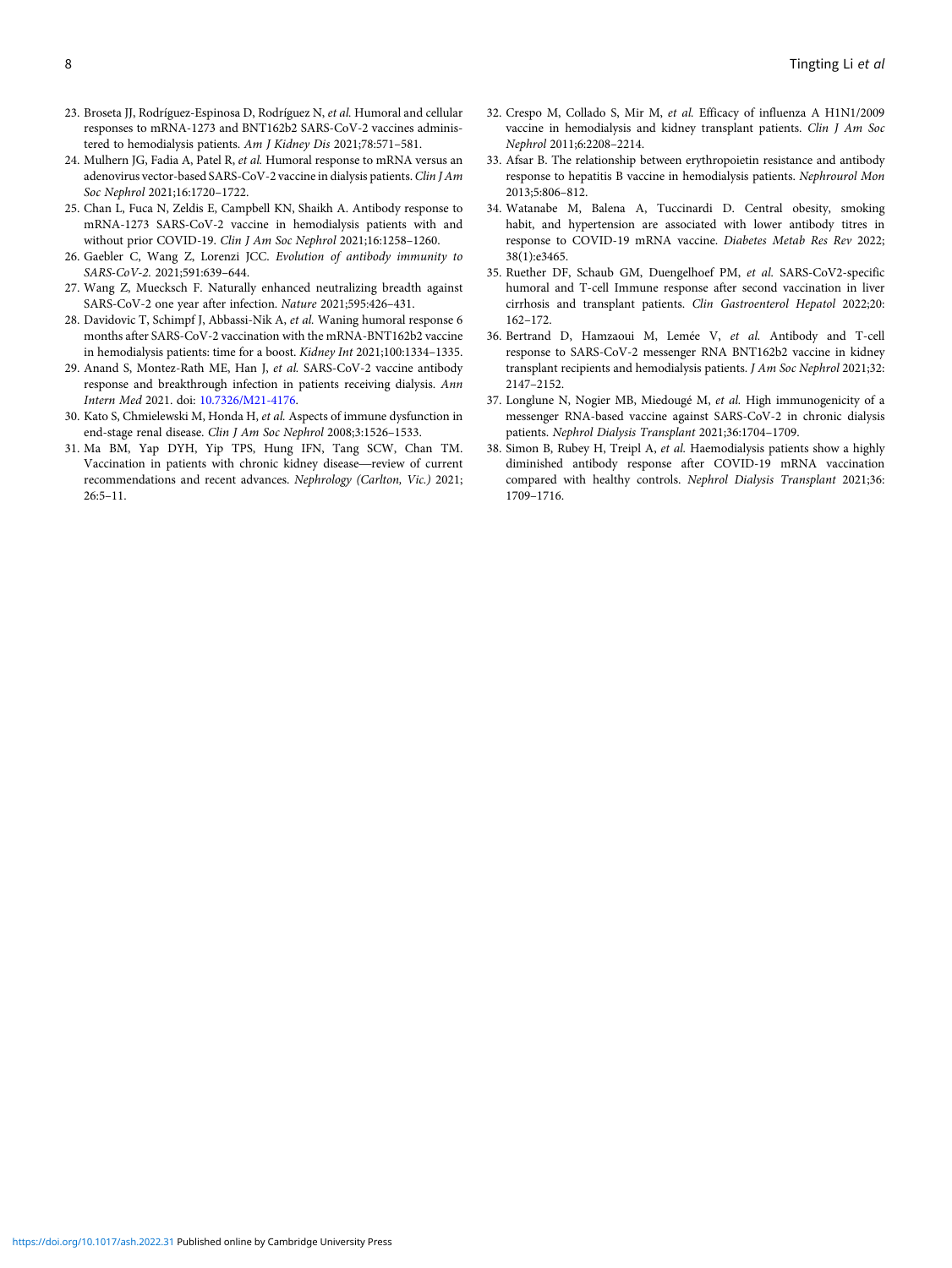23. Broseta JJ, Rodríguez-Espinosa D, Rodríguez N, *et al.* Humoral and cellular responses to mRNA-1273 and BNT162b2 SARS-CoV-2 vaccines administered to hemodialysis patients. *Am J Kidney Dis* 2021;78:571–581.
24. Mulhern JG, Fadia A, Patel R, *et al.* Humoral response to mRNA versus an adenovirus vector-based SARS-CoV-2 vaccine in dialysis patients. *Clin J Am Soc Nephrol* 2021;16:1720–1722.
25. Chan L, Fuca N, Zeldis E, Campbell KN, Shaikh A. Antibody response to mRNA-1273 SARS-CoV-2 vaccine in hemodialysis patients with and without prior COVID-19. *Clin J Am Soc Nephrol* 2021;16:1258–1260.
26. Gaebler C, Wang Z, Lorenzi JCC. *Evolution of antibody immunity to SARS-CoV-2.* 2021;591:639–644.
27. Wang Z, Muecksch F. Naturally enhanced neutralizing breadth against SARS-CoV-2 one year after infection. *Nature* 2021;595:426–431.
28. Davidovic T, Schimpf J, Abbassi-Nik A, *et al.* Waning humoral response 6 months after SARS-CoV-2 vaccination with the mRNA-BNT162b2 vaccine in hemodialysis patients: time for a boost. *Kidney Int* 2021;100:1334–1335.
29. Anand S, Montez-Rath ME, Han J, *et al.* SARS-CoV-2 vaccine antibody response and breakthrough infection in patients receiving dialysis. *Ann Intern Med* 2021. doi: 10.7326/M21-4176.
30. Kato S, Chmielewski M, Honda H, *et al.* Aspects of immune dysfunction in end-stage renal disease. *Clin J Am Soc Nephrol* 2008;3:1526–1533.
31. Ma BM, Yap DYH, Yip TPS, Hung IFN, Tang SCW, Chan TM. Vaccination in patients with chronic kidney disease—review of current recommendations and recent advances. *Nephrology (Carlton, Vic.)* 2021; 26:5–11.
32. Crespo M, Collado S, Mir M, *et al.* Efficacy of influenza A H1N1/2009 vaccine in hemodialysis and kidney transplant patients. *Clin J Am Soc Nephrol* 2011;6:2208–2214.
33. Afsar B. The relationship between erythropoietin resistance and antibody response to hepatitis B vaccine in hemodialysis patients. *Nephrourol Mon* 2013;5:806–812.
34. Watanabe M, Balena A, Tuccinardi D. Central obesity, smoking habit, and hypertension are associated with lower antibody titres in response to COVID-19 mRNA vaccine. *Diabetes Metab Res Rev* 2022; 38(1):e3465.
35. Ruether DF, Schaub GM, Duengelhoef PM, *et al.* SARS-CoV2-specific humoral and T-cell Immune response after second vaccination in liver cirrhosis and transplant patients. *Clin Gastroenterol Hepatol* 2022;20: 162–172.
36. Bertrand D, Hamzaoui M, Lemée V, *et al.* Antibody and T-cell response to SARS-CoV-2 messenger RNA BNT162b2 vaccine in kidney transplant recipients and hemodialysis patients. *J Am Soc Nephrol* 2021;32: 2147–2152.
37. Longlune N, Nogier MB, Miedougé M, *et al.* High immunogenicity of a messenger RNA-based vaccine against SARS-CoV-2 in chronic dialysis patients. *Nephrol Dialysis Transplant* 2021;36:1704–1709.
38. Simon B, Rubey H, Treipl A, *et al.* Haemodialysis patients show a highly diminished antibody response after COVID-19 mRNA vaccination compared with healthy controls. *Nephrol Dialysis Transplant* 2021;36: 1709–1716.